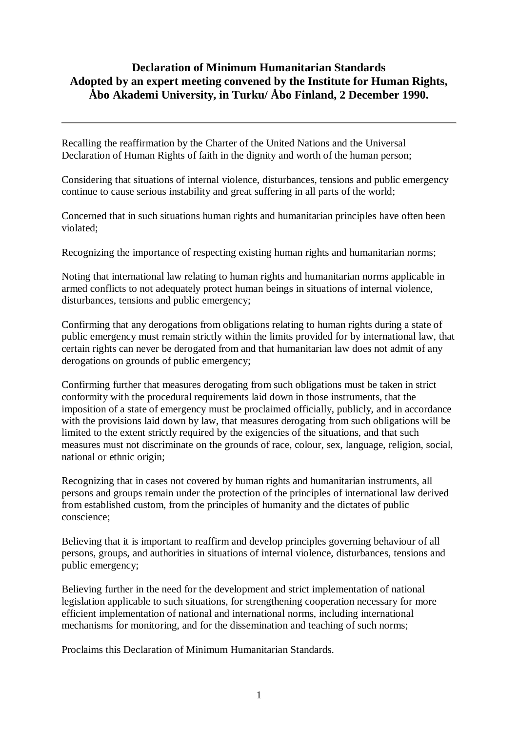# Declaration of Minimum Humanitarian Standards
## Adopted by an expert meeting convened by the Institute for Human Rights, Åbo Akademi University, in Turku/ Åbo Finland, 2 December 1990.

---

Recalling the reaffirmation by the Charter of the United Nations and the Universal Declaration of Human Rights of faith in the dignity and worth of the human person;

Considering that situations of internal violence, disturbances, tensions and public emergency continue to cause serious instability and great suffering in all parts of the world;

Concerned that in such situations human rights and humanitarian principles have often been violated;

Recognizing the importance of respecting existing human rights and humanitarian norms;

Noting that international law relating to human rights and humanitarian norms applicable in armed conflicts to not adequately protect human beings in situations of internal violence, disturbances, tensions and public emergency;

Confirming that any derogations from obligations relating to human rights during a state of public emergency must remain strictly within the limits provided for by international law, that certain rights can never be derogated from and that humanitarian law does not admit of any derogations on grounds of public emergency;

Confirming further that measures derogating from such obligations must be taken in strict conformity with the procedural requirements laid down in those instruments, that the imposition of a state of emergency must be proclaimed officially, publicly, and in accordance with the provisions laid down by law, that measures derogating from such obligations will be limited to the extent strictly required by the exigencies of the situations, and that such measures must not discriminate on the grounds of race, colour, sex, language, religion, social, national or ethnic origin;

Recognizing that in cases not covered by human rights and humanitarian instruments, all persons and groups remain under the protection of the principles of international law derived from established custom, from the principles of humanity and the dictates of public conscience;

Believing that it is important to reaffirm and develop principles governing behaviour of all persons, groups, and authorities in situations of internal violence, disturbances, tensions and public emergency;

Believing further in the need for the development and strict implementation of national legislation applicable to such situations, for strengthening cooperation necessary for more efficient implementation of national and international norms, including international mechanisms for monitoring, and for the dissemination and teaching of such norms;

Proclaims this Declaration of Minimum Humanitarian Standards.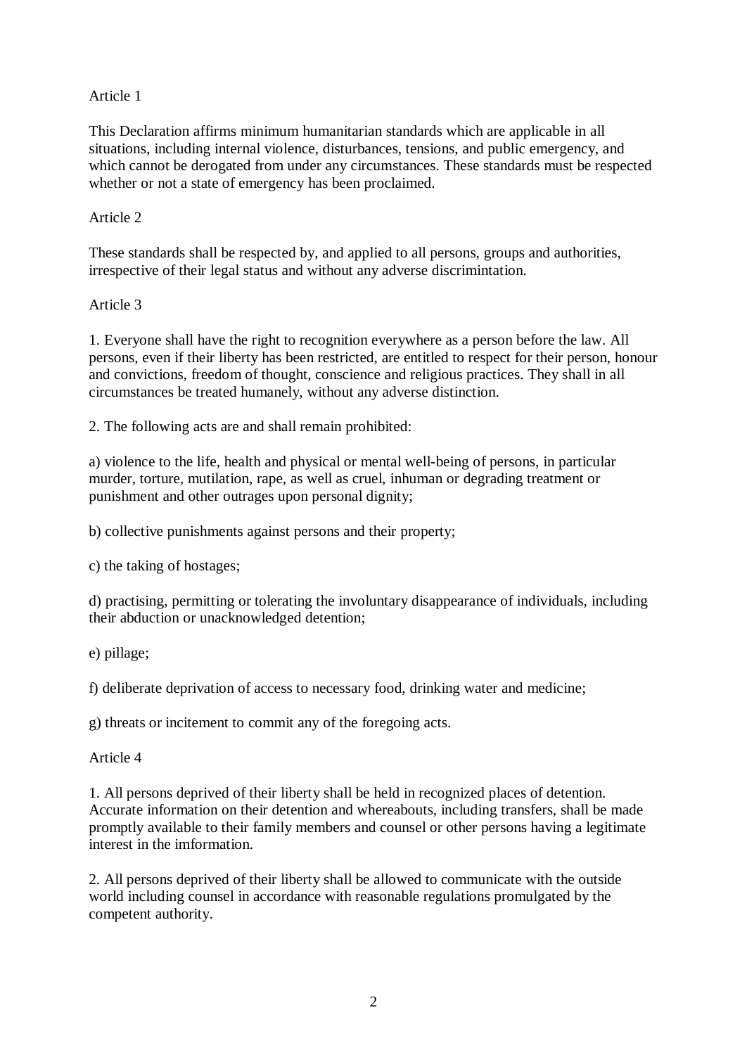Article 1

This Declaration affirms minimum humanitarian standards which are applicable in all situations, including internal violence, disturbances, tensions, and public emergency, and which cannot be derogated from under any circumstances. These standards must be respected whether or not a state of emergency has been proclaimed.

Article 2

These standards shall be respected by, and applied to all persons, groups and authorities, irrespective of their legal status and without any adverse discrimintation.

Article 3

1. Everyone shall have the right to recognition everywhere as a person before the law. All persons, even if their liberty has been restricted, are entitled to respect for their person, honour and convictions, freedom of thought, conscience and religious practices. They shall in all circumstances be treated humanely, without any adverse distinction.

2. The following acts are and shall remain prohibited:

a) violence to the life, health and physical or mental well-being of persons, in particular murder, torture, mutilation, rape, as well as cruel, inhuman or degrading treatment or punishment and other outrages upon personal dignity;

b) collective punishments against persons and their property;

c) the taking of hostages;

d) practising, permitting or tolerating the involuntary disappearance of individuals, including their abduction or unacknowledged detention;

e) pillage;

f) deliberate deprivation of access to necessary food, drinking water and medicine;

g) threats or incitement to commit any of the foregoing acts.

Article 4

1. All persons deprived of their liberty shall be held in recognized places of detention. Accurate information on their detention and whereabouts, including transfers, shall be made promptly available to their family members and counsel or other persons having a legitimate interest in the imformation.

2. All persons deprived of their liberty shall be allowed to communicate with the outside world including counsel in accordance with reasonable regulations promulgated by the competent authority.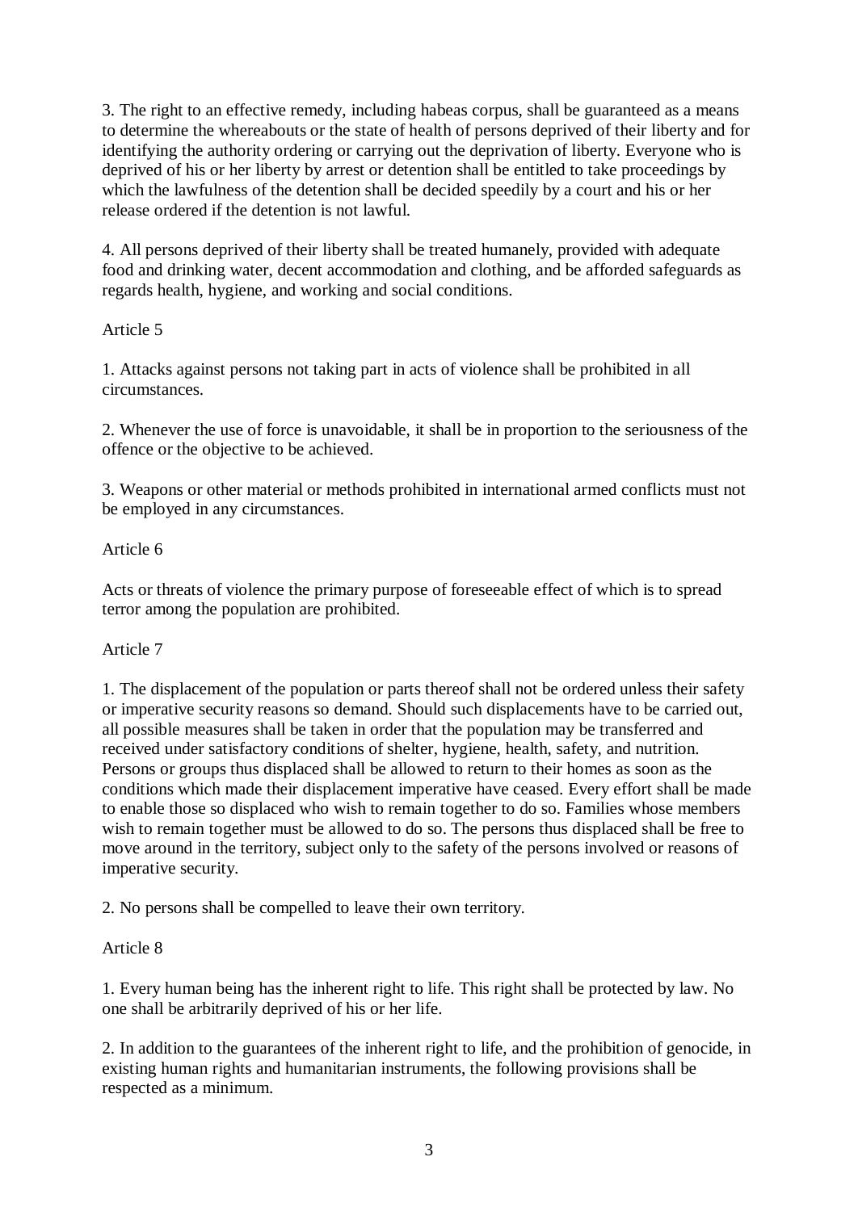3. The right to an effective remedy, including habeas corpus, shall be guaranteed as a means to determine the whereabouts or the state of health of persons deprived of their liberty and for identifying the authority ordering or carrying out the deprivation of liberty. Everyone who is deprived of his or her liberty by arrest or detention shall be entitled to take proceedings by which the lawfulness of the detention shall be decided speedily by a court and his or her release ordered if the detention is not lawful.

4. All persons deprived of their liberty shall be treated humanely, provided with adequate food and drinking water, decent accommodation and clothing, and be afforded safeguards as regards health, hygiene, and working and social conditions.

Article 5

1. Attacks against persons not taking part in acts of violence shall be prohibited in all circumstances.

2. Whenever the use of force is unavoidable, it shall be in proportion to the seriousness of the offence or the objective to be achieved.

3. Weapons or other material or methods prohibited in international armed conflicts must not be employed in any circumstances.

Article 6

Acts or threats of violence the primary purpose of foreseeable effect of which is to spread terror among the population are prohibited.

Article 7

1. The displacement of the population or parts thereof shall not be ordered unless their safety or imperative security reasons so demand. Should such displacements have to be carried out, all possible measures shall be taken in order that the population may be transferred and received under satisfactory conditions of shelter, hygiene, health, safety, and nutrition. Persons or groups thus displaced shall be allowed to return to their homes as soon as the conditions which made their displacement imperative have ceased. Every effort shall be made to enable those so displaced who wish to remain together to do so. Families whose members wish to remain together must be allowed to do so. The persons thus displaced shall be free to move around in the territory, subject only to the safety of the persons involved or reasons of imperative security.

2. No persons shall be compelled to leave their own territory.

Article 8

1. Every human being has the inherent right to life. This right shall be protected by law. No one shall be arbitrarily deprived of his or her life.

2. In addition to the guarantees of the inherent right to life, and the prohibition of genocide, in existing human rights and humanitarian instruments, the following provisions shall be respected as a minimum.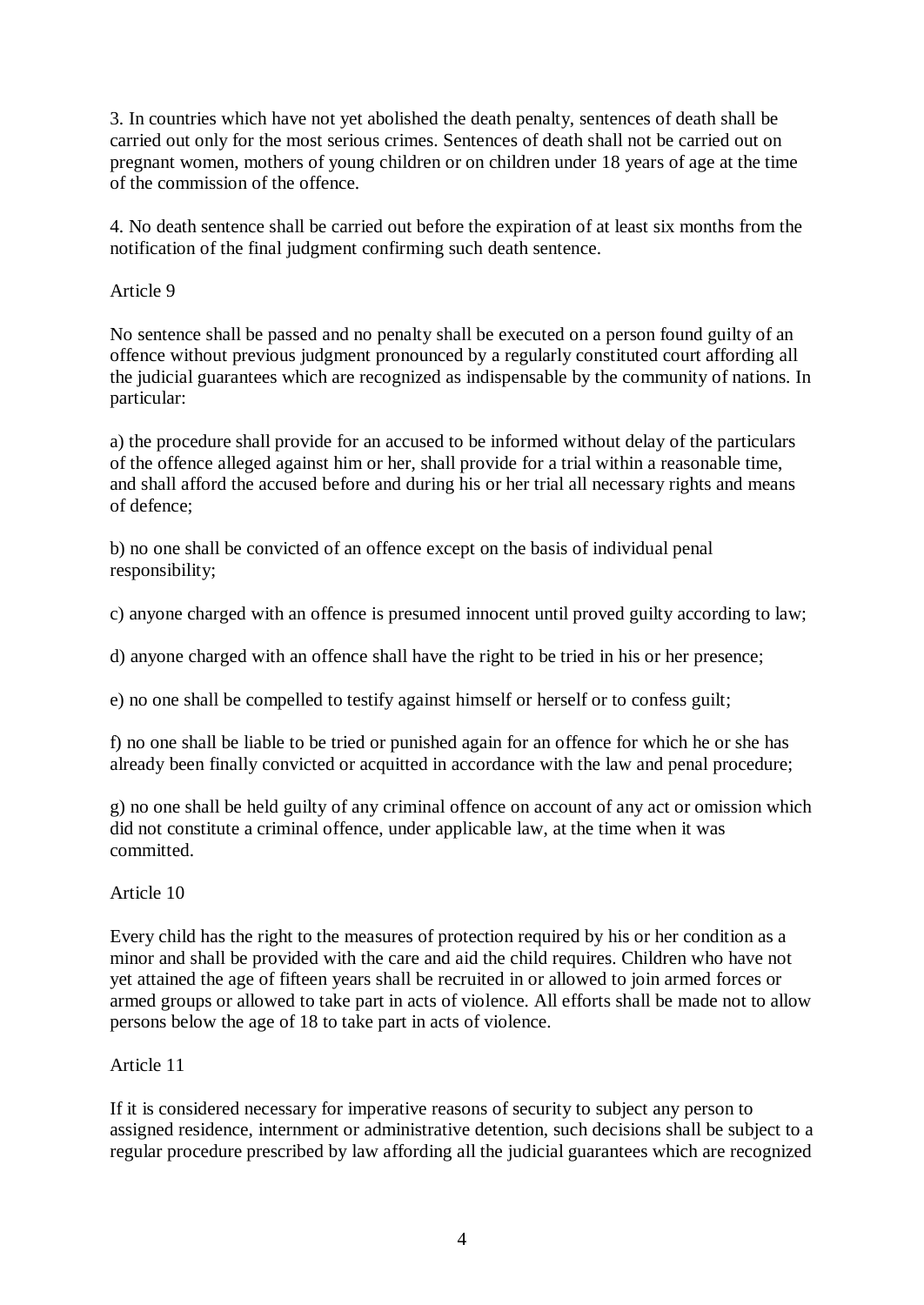3. In countries which have not yet abolished the death penalty, sentences of death shall be carried out only for the most serious crimes. Sentences of death shall not be carried out on pregnant women, mothers of young children or on children under 18 years of age at the time of the commission of the offence.

4. No death sentence shall be carried out before the expiration of at least six months from the notification of the final judgment confirming such death sentence.

Article 9

No sentence shall be passed and no penalty shall be executed on a person found guilty of an offence without previous judgment pronounced by a regularly constituted court affording all the judicial guarantees which are recognized as indispensable by the community of nations. In particular:

a) the procedure shall provide for an accused to be informed without delay of the particulars of the offence alleged against him or her, shall provide for a trial within a reasonable time, and shall afford the accused before and during his or her trial all necessary rights and means of defence;

b) no one shall be convicted of an offence except on the basis of individual penal responsibility;

c) anyone charged with an offence is presumed innocent until proved guilty according to law;

d) anyone charged with an offence shall have the right to be tried in his or her presence;

e) no one shall be compelled to testify against himself or herself or to confess guilt;

f) no one shall be liable to be tried or punished again for an offence for which he or she has already been finally convicted or acquitted in accordance with the law and penal procedure;

g) no one shall be held guilty of any criminal offence on account of any act or omission which did not constitute a criminal offence, under applicable law, at the time when it was committed.

Article 10

Every child has the right to the measures of protection required by his or her condition as a minor and shall be provided with the care and aid the child requires. Children who have not yet attained the age of fifteen years shall be recruited in or allowed to join armed forces or armed groups or allowed to take part in acts of violence. All efforts shall be made not to allow persons below the age of 18 to take part in acts of violence.

Article 11

If it is considered necessary for imperative reasons of security to subject any person to assigned residence, internment or administrative detention, such decisions shall be subject to a regular procedure prescribed by law affording all the judicial guarantees which are recognized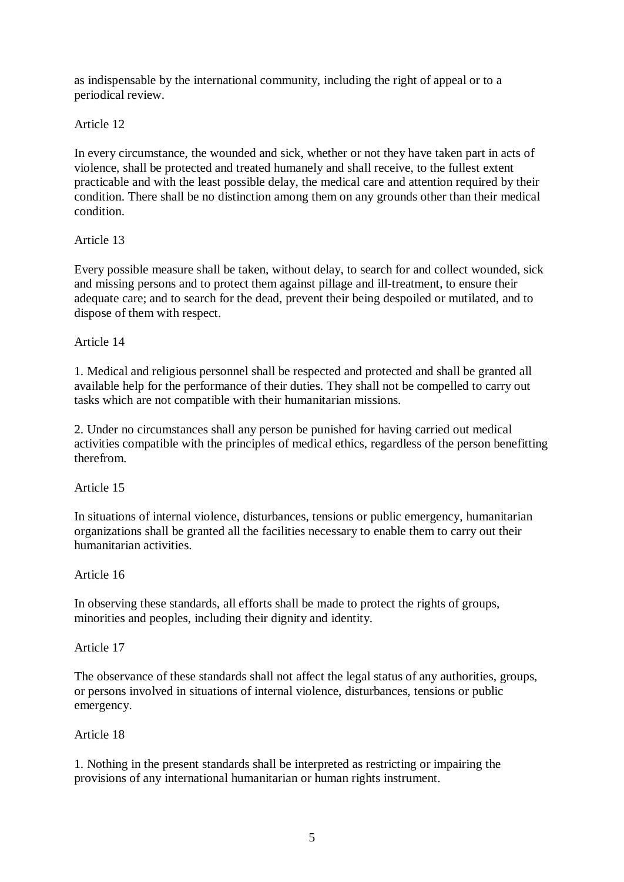as indispensable by the international community, including the right of appeal or to a periodical review.

Article 12

In every circumstance, the wounded and sick, whether or not they have taken part in acts of violence, shall be protected and treated humanely and shall receive, to the fullest extent practicable and with the least possible delay, the medical care and attention required by their condition. There shall be no distinction among them on any grounds other than their medical condition.

Article 13

Every possible measure shall be taken, without delay, to search for and collect wounded, sick and missing persons and to protect them against pillage and ill-treatment, to ensure their adequate care; and to search for the dead, prevent their being despoiled or mutilated, and to dispose of them with respect.

Article 14

1. Medical and religious personnel shall be respected and protected and shall be granted all available help for the performance of their duties. They shall not be compelled to carry out tasks which are not compatible with their humanitarian missions.

2. Under no circumstances shall any person be punished for having carried out medical activities compatible with the principles of medical ethics, regardless of the person benefitting therefrom.

Article 15

In situations of internal violence, disturbances, tensions or public emergency, humanitarian organizations shall be granted all the facilities necessary to enable them to carry out their humanitarian activities.

Article 16

In observing these standards, all efforts shall be made to protect the rights of groups, minorities and peoples, including their dignity and identity.

Article 17

The observance of these standards shall not affect the legal status of any authorities, groups, or persons involved in situations of internal violence, disturbances, tensions or public emergency.

Article 18

1. Nothing in the present standards shall be interpreted as restricting or impairing the provisions of any international humanitarian or human rights instrument.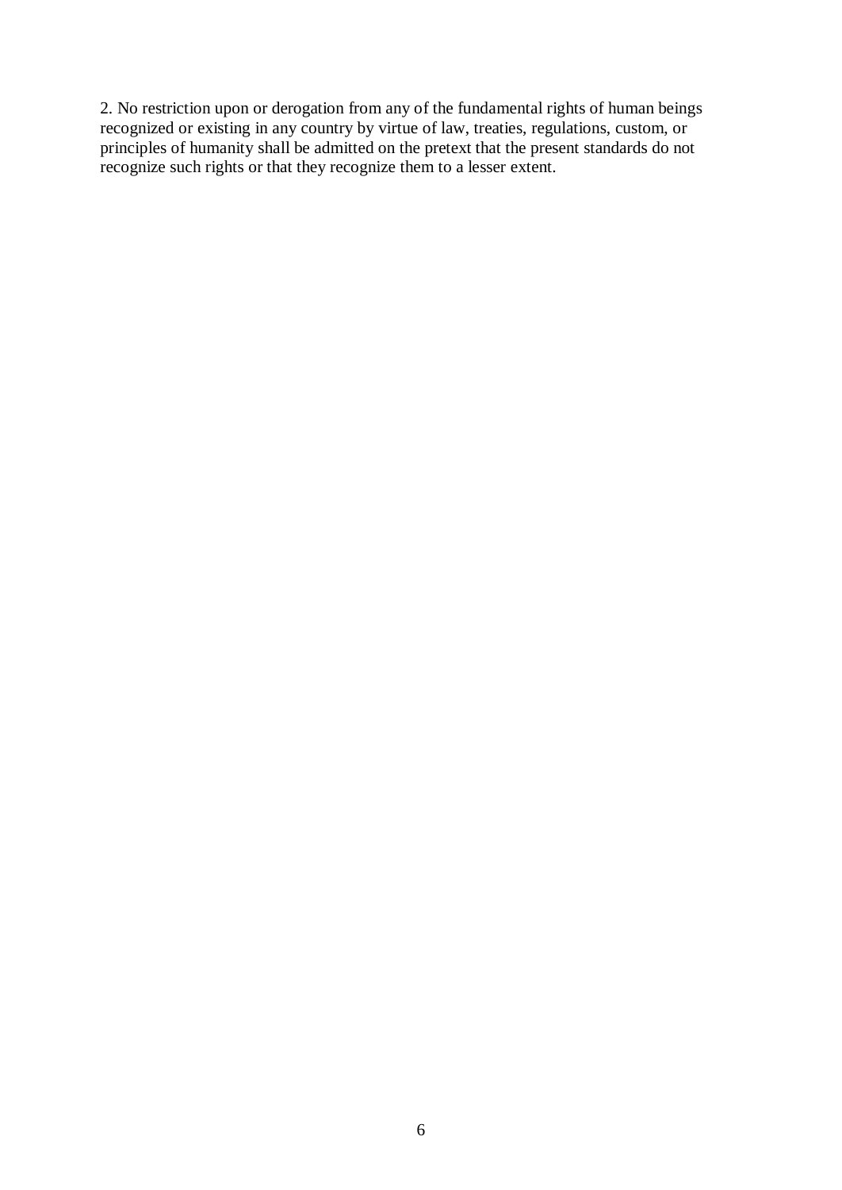2. No restriction upon or derogation from any of the fundamental rights of human beings recognized or existing in any country by virtue of law, treaties, regulations, custom, or principles of humanity shall be admitted on the pretext that the present standards do not recognize such rights or that they recognize them to a lesser extent.